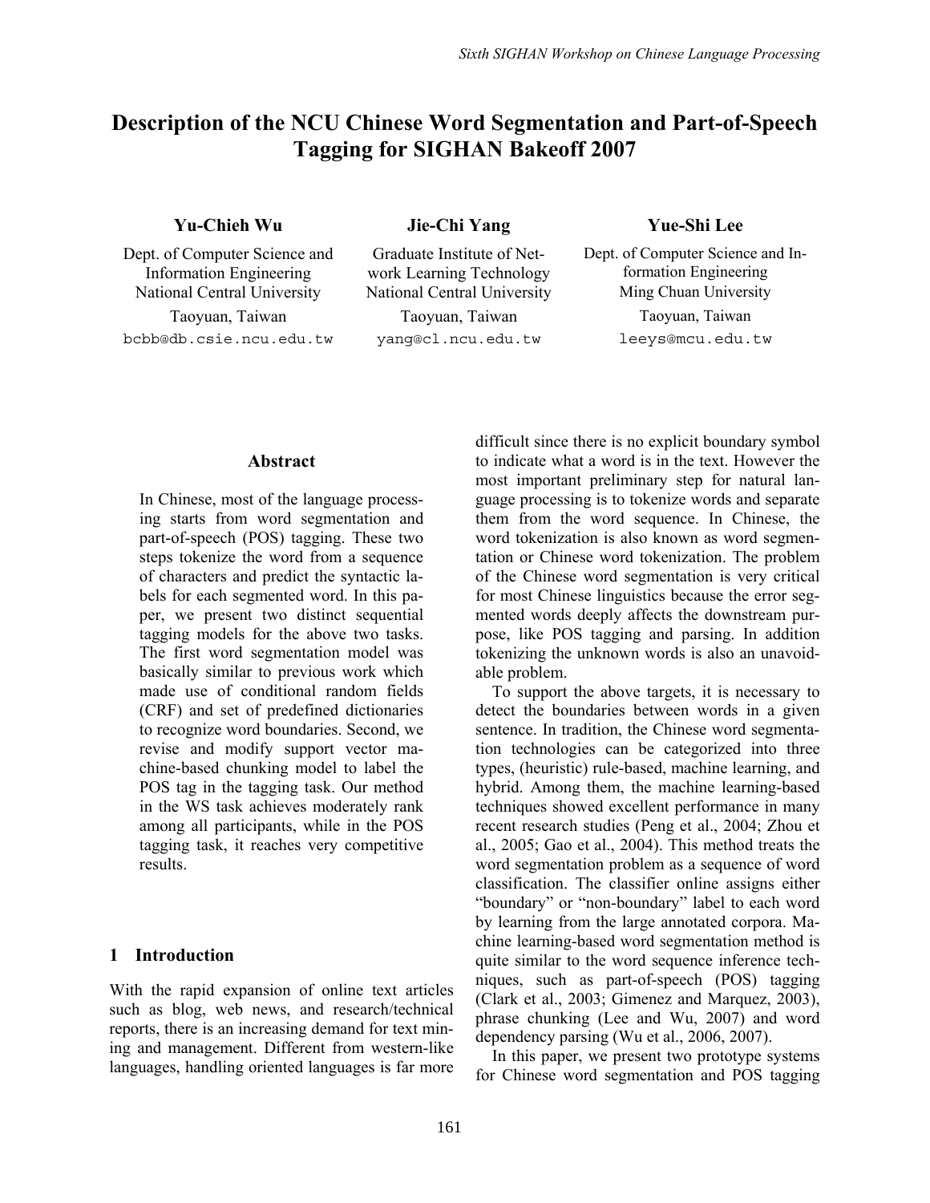# Description of the NCU Chinese Word Segmentation and Part-of-Speech Tagging for SIGHAN Bakeoff 2007

**Yu-Chieh Wu**
Dept. of Computer Science and Information Engineering
National Central University
Taoyuan, Taiwan
bcbb@db.csie.ncu.edu.tw

**Jie-Chi Yang**
Graduate Institute of Network Learning Technology
National Central University
Taoyuan, Taiwan
yang@cl.ncu.edu.tw

**Yue-Shi Lee**
Dept. of Computer Science and Information Engineering
Ming Chuan University
Taoyuan, Taiwan
leeys@mcu.edu.tw

## Abstract

In Chinese, most of the language processing starts from word segmentation and part-of-speech (POS) tagging. These two steps tokenize the word from a sequence of characters and predict the syntactic labels for each segmented word. In this paper, we present two distinct sequential tagging models for the above two tasks. The first word segmentation model was basically similar to previous work which made use of conditional random fields (CRF) and set of predefined dictionaries to recognize word boundaries. Second, we revise and modify support vector machine-based chunking model to label the POS tag in the tagging task. Our method in the WS task achieves moderately rank among all participants, while in the POS tagging task, it reaches very competitive results.

## 1 Introduction

With the rapid expansion of online text articles such as blog, web news, and research/technical reports, there is an increasing demand for text mining and management. Different from western-like languages, handling oriented languages is far more difficult since there is no explicit boundary symbol to indicate what a word is in the text. However the most important preliminary step for natural language processing is to tokenize words and separate them from the word sequence. In Chinese, the word tokenization is also known as word segmentation or Chinese word tokenization. The problem of the Chinese word segmentation is very critical for most Chinese linguistics because the error segmented words deeply affects the downstream purpose, like POS tagging and parsing. In addition tokenizing the unknown words is also an unavoidable problem.

To support the above targets, it is necessary to detect the boundaries between words in a given sentence. In tradition, the Chinese word segmentation technologies can be categorized into three types, (heuristic) rule-based, machine learning, and hybrid. Among them, the machine learning-based techniques showed excellent performance in many recent research studies (Peng et al., 2004; Zhou et al., 2005; Gao et al., 2004). This method treats the word segmentation problem as a sequence of word classification. The classifier online assigns either "boundary" or "non-boundary" label to each word by learning from the large annotated corpora. Machine learning-based word segmentation method is quite similar to the word sequence inference techniques, such as part-of-speech (POS) tagging (Clark et al., 2003; Gimenez and Marquez, 2003), phrase chunking (Lee and Wu, 2007) and word dependency parsing (Wu et al., 2006, 2007).

In this paper, we present two prototype systems for Chinese word segmentation and POS tagging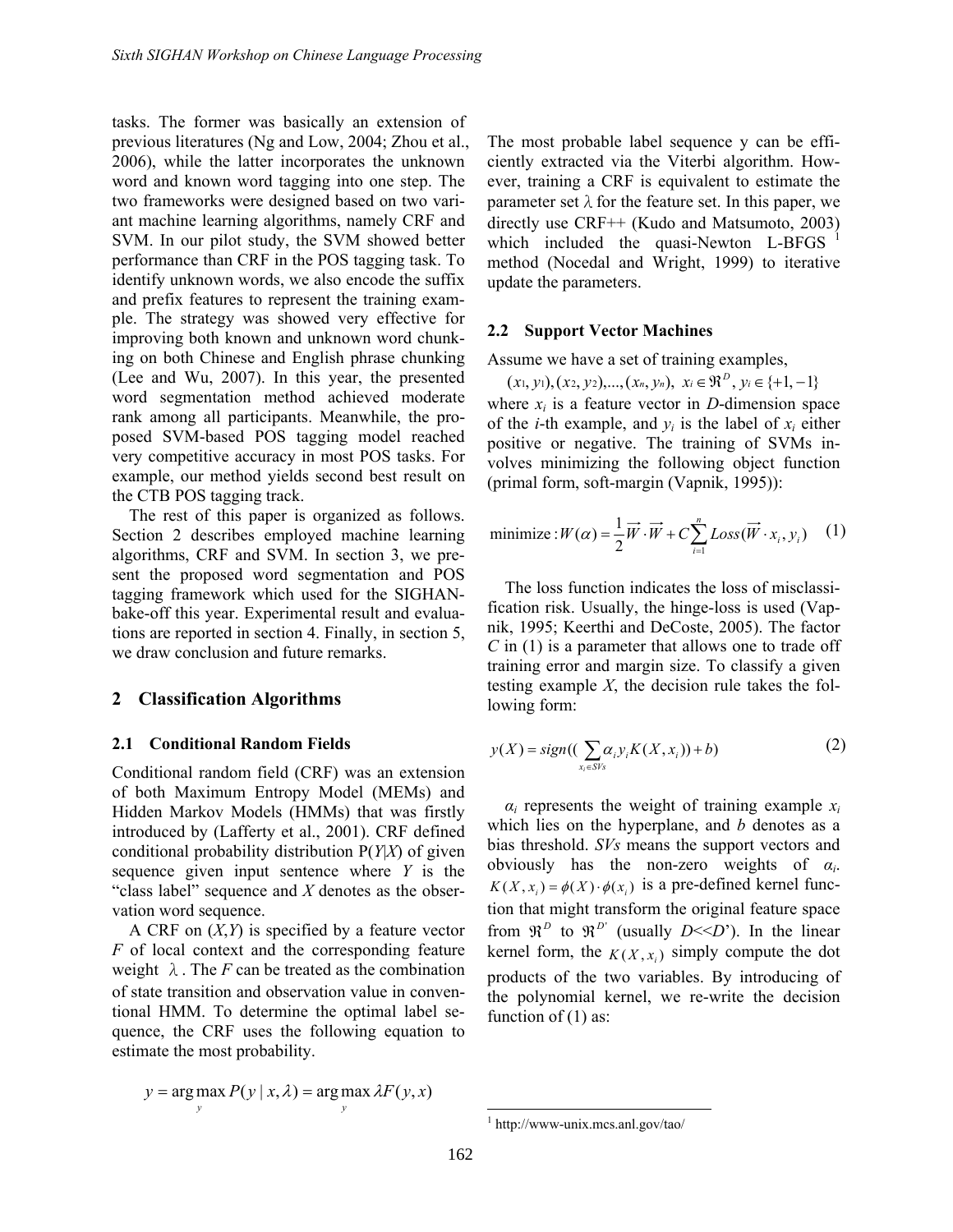tasks. The former was basically an extension of previous literatures (Ng and Low, 2004; Zhou et al., 2006), while the latter incorporates the unknown word and known word tagging into one step. The two frameworks were designed based on two variant machine learning algorithms, namely CRF and SVM. In our pilot study, the SVM showed better performance than CRF in the POS tagging task. To identify unknown words, we also encode the suffix and prefix features to represent the training example. The strategy was showed very effective for improving both known and unknown word chunking on both Chinese and English phrase chunking (Lee and Wu, 2007). In this year, the presented word segmentation method achieved moderate rank among all participants. Meanwhile, the proposed SVM-based POS tagging model reached very competitive accuracy in most POS tasks. For example, our method yields second best result on the CTB POS tagging track.

The rest of this paper is organized as follows. Section 2 describes employed machine learning algorithms, CRF and SVM. In section 3, we present the proposed word segmentation and POS tagging framework which used for the SIGHAN-bake-off this year. Experimental result and evaluations are reported in section 4. Finally, in section 5, we draw conclusion and future remarks.

## 2 Classification Algorithms

### 2.1 Conditional Random Fields

Conditional random field (CRF) was an extension of both Maximum Entropy Model (MEMs) and Hidden Markov Models (HMMs) that was firstly introduced by (Lafferty et al., 2001). CRF defined conditional probability distribution P($Y$|$X$) of given sequence given input sentence where $Y$ is the "class label" sequence and $X$ denotes as the observation word sequence.

A CRF on ($X$,$Y$) is specified by a feature vector $F$ of local context and the corresponding feature weight $\lambda$. The $F$ can be treated as the combination of state transition and observation value in conventional HMM. To determine the optimal label sequence, the CRF uses the following equation to estimate the most probability.

$$y = \arg\max_{y} P(y \mid x, \lambda) = \arg\max_{y} \lambda F(y, x)$$

The most probable label sequence y can be efficiently extracted via the Viterbi algorithm. However, training a CRF is equivalent to estimate the parameter set λ for the feature set. In this paper, we directly use CRF++ (Kudo and Matsumoto, 2003) which included the quasi-Newton L-BFGS [1] method (Nocedal and Wright, 1999) to iterative update the parameters.

### 2.2 Support Vector Machines

Assume we have a set of training examples,

$$(x_1, y_1), (x_2, y_2), ..., (x_n, y_n),\ x_i \in \Re^D,\ y_i \in \{+1, -1\}$$

where $x_i$ is a feature vector in $D$-dimension space of the $i$-th example, and $y_i$ is the label of $x_i$ either positive or negative. The training of SVMs involves minimizing the following object function (primal form, soft-margin (Vapnik, 1995)):

$$\text{minimize}: W(\alpha) = \frac{1}{2}\vec{W} \cdot \vec{W} + C\sum_{i=1}^{n} Loss(\vec{W} \cdot x_i, y_i) \quad (1)$$

The loss function indicates the loss of misclassification risk. Usually, the hinge-loss is used (Vapnik, 1995; Keerthi and DeCoste, 2005). The factor $C$ in (1) is a parameter that allows one to trade off training error and margin size. To classify a given testing example $X$, the decision rule takes the following form:

$$y(X) = sign((\sum_{x_i \in SVs} \alpha_i y_i K(X, x_i)) + b) \quad (2)$$

$\alpha_i$ represents the weight of training example $x_i$ which lies on the hyperplane, and $b$ denotes as a bias threshold. $SVs$ means the support vectors and obviously has the non-zero weights of $\alpha_i$. $K(X, x_i) = \phi(X) \cdot \phi(x_i)$ is a pre-defined kernel function that might transform the original feature space from $\Re^D$ to $\Re^{D'}$ (usually $D$<<$D$'). In the linear kernel form, the $K(X, x_i)$ simply compute the dot products of the two variables. By introducing of the polynomial kernel, we re-write the decision function of (1) as:

[1] http://www-unix.mcs.anl.gov/tao/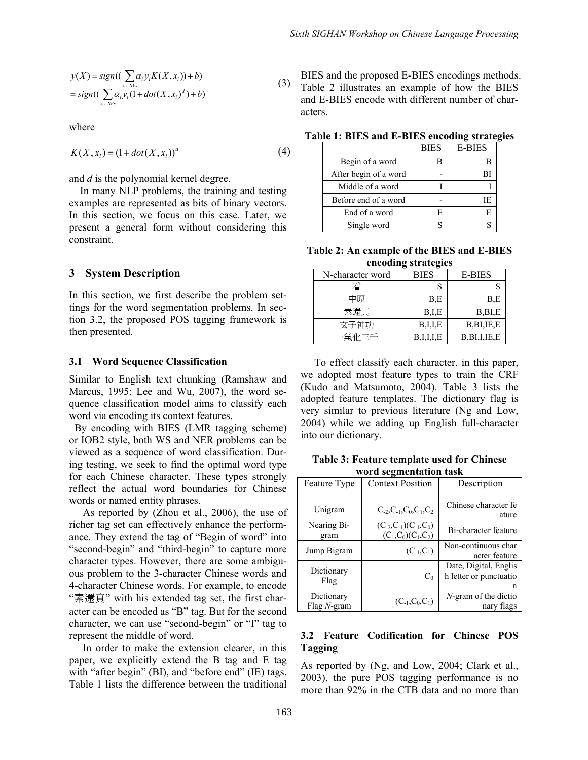$$y(X) = sign((\sum_{x_i \in SVs} \alpha_i y_i K(X, x_i)) + b)$$
$$= sign((\sum_{x_i \in SVs} \alpha_i y_i (1 + dot(X, x_i)^d) + b) \quad (3)$$

where

$$K(X, x_i) = (1 + dot(X, x_i))^d \quad (4)$$

and $d$ is the polynomial kernel degree.

In many NLP problems, the training and testing examples are represented as bits of binary vectors. In this section, we focus on this case. Later, we present a general form without considering this constraint.

## 3 System Description

In this section, we first describe the problem settings for the word segmentation problems. In section 3.2, the proposed POS tagging framework is then presented.

### 3.1 Word Sequence Classification

Similar to English text chunking (Ramshaw and Marcus, 1995; Lee and Wu, 2007), the word sequence classification model aims to classify each word via encoding its context features.

By encoding with BIES (LMR tagging scheme) or IOB2 style, both WS and NER problems can be viewed as a sequence of word classification. During testing, we seek to find the optimal word type for each Chinese character. These types strongly reflect the actual word boundaries for Chinese words or named entity phrases.

As reported by (Zhou et al., 2006), the use of richer tag set can effectively enhance the performance. They extend the tag of "Begin of word" into "second-begin" and "third-begin" to capture more character types. However, there are some ambiguous problem to the 3-character Chinese words and 4-character Chinese words. For example, to encode "素還真" with his extended tag set, the first character can be encoded as "B" tag. But for the second character, we can use "second-begin" or "I" tag to represent the middle of word.

In order to make the extension clearer, in this paper, we explicitly extend the B tag and E tag with "after begin" (BI), and "before end" (IE) tags. Table 1 lists the difference between the traditional BIES and the proposed E-BIES encodings methods. Table 2 illustrates an example of how the BIES and E-BIES encode with different number of characters.

**Table 1: BIES and E-BIES encoding strategies**

| | BIES | E-BIES |
|---|---|---|
| Begin of a word | B | B |
| After begin of a word | - | BI |
| Middle of a word | I | I |
| Before end of a word | - | IE |
| End of a word | E | E |
| Single word | S | S |

**Table 2: An example of the BIES and E-BIES encoding strategies**

| N-character word | BIES | E-BIES |
|---|---|---|
| 看 | S | S |
| 中原 | B,E | B,E |
| 素還真 | B,I,E | B,BI,E |
| 玄子神功 | B,I,I,E | B,BI,IE,E |
| 一氣化三千 | B,I,I,I,E | B,BI,I,IE,E |

To effect classify each character, in this paper, we adopted most feature types to train the CRF (Kudo and Matsumoto, 2004). Table 3 lists the adopted feature templates. The dictionary flag is very similar to previous literature (Ng and Low, 2004) while we adding up English full-character into our dictionary.

**Table 3: Feature template used for Chinese word segmentation task**

| Feature Type | Context Position | Description |
|---|---|---|
| Unigram | $C_{-2},C_{-1},C_0,C_1,C_2$ | Chinese character feature |
| Nearing Bigram | $(C_{-2},C_{-1})(C_{-1},C_0)$ $(C_1,C_0)(C_1,C_2)$ | Bi-character feature |
| Jump Bigram | $(C_{-1},C_1)$ | Non-continuous character feature |
| Dictionary Flag | $C_0$ | Date, Digital, English letter or punctuation |
| Dictionary Flag *N*-gram | $(C_{-1},C_0,C_1)$ | *N*-gram of the dictionary flags |

### 3.2 Feature Codification for Chinese POS Tagging

As reported by (Ng, and Low, 2004; Clark et al., 2003), the pure POS tagging performance is no more than 92% in the CTB data and no more than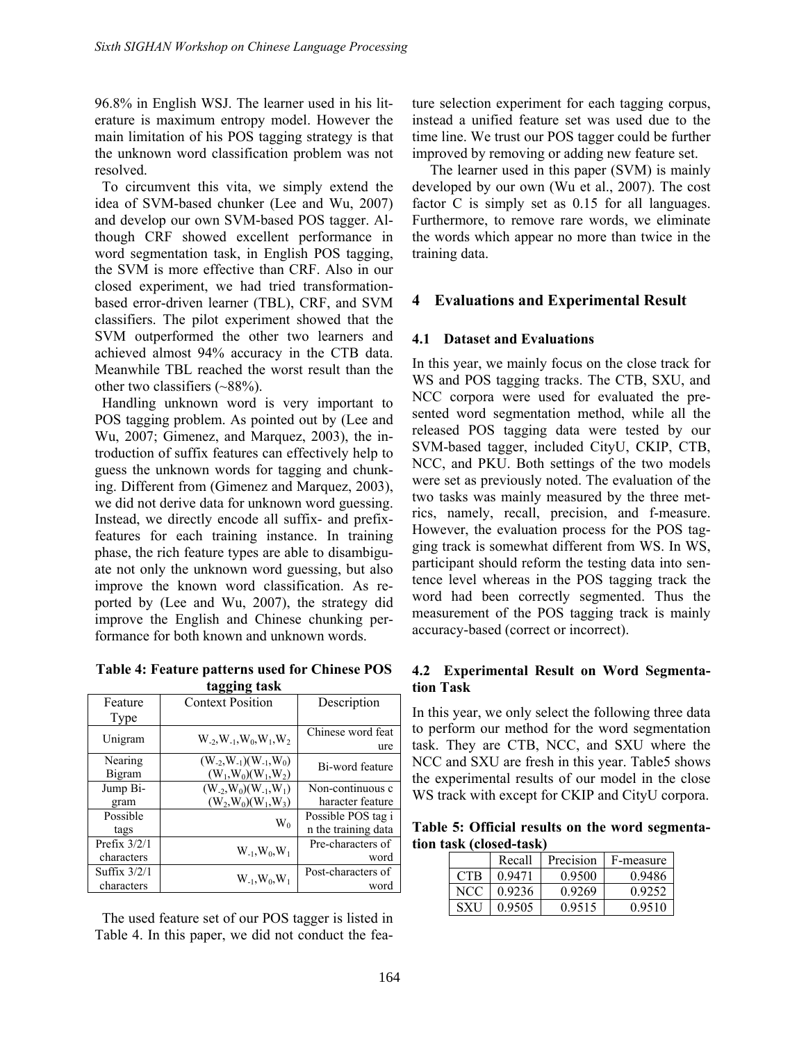96.8% in English WSJ. The learner used in his literature is maximum entropy model. However the main limitation of his POS tagging strategy is that the unknown word classification problem was not resolved.

To circumvent this vita, we simply extend the idea of SVM-based chunker (Lee and Wu, 2007) and develop our own SVM-based POS tagger. Although CRF showed excellent performance in word segmentation task, in English POS tagging, the SVM is more effective than CRF. Also in our closed experiment, we had tried transformation-based error-driven learner (TBL), CRF, and SVM classifiers. The pilot experiment showed that the SVM outperformed the other two learners and achieved almost 94% accuracy in the CTB data. Meanwhile TBL reached the worst result than the other two classifiers (~88%).

Handling unknown word is very important to POS tagging problem. As pointed out by (Lee and Wu, 2007; Gimenez, and Marquez, 2003), the introduction of suffix features can effectively help to guess the unknown words for tagging and chunking. Different from (Gimenez and Marquez, 2003), we did not derive data for unknown word guessing. Instead, we directly encode all suffix- and prefix-features for each training instance. In training phase, the rich feature types are able to disambiguate not only the unknown word guessing, but also improve the known word classification. As reported by (Lee and Wu, 2007), the strategy did improve the English and Chinese chunking performance for both known and unknown words.

**Table 4: Feature patterns used for Chinese POS tagging task**

| Feature Type | Context Position | Description |
|---|---|---|
| Unigram | $W_{-2}, W_{-1}, W_0, W_1, W_2$ | Chinese word feature |
| Nearing Bigram | $(W_{-2}, W_{-1})(W_{-1}, W_0)$ $(W_1, W_0)(W_1, W_2)$ | Bi-word feature |
| Jump Bigram | $(W_{-2}, W_0)(W_{-1}, W_1)$ $(W_2, W_0)(W_1, W_3)$ | Non-continuous character feature |
| Possible tags | $W_0$ | Possible POS tag in the training data |
| Prefix 3/2/1 characters | $W_{-1}, W_0, W_1$ | Pre-characters of word |
| Suffix 3/2/1 characters | $W_{-1}, W_0, W_1$ | Post-characters of word |

The used feature set of our POS tagger is listed in Table 4. In this paper, we did not conduct the feature selection experiment for each tagging corpus, instead a unified feature set was used due to the time line. We trust our POS tagger could be further improved by removing or adding new feature set.

The learner used in this paper (SVM) is mainly developed by our own (Wu et al., 2007). The cost factor C is simply set as 0.15 for all languages. Furthermore, to remove rare words, we eliminate the words which appear no more than twice in the training data.

## 4 Evaluations and Experimental Result

### 4.1 Dataset and Evaluations

In this year, we mainly focus on the close track for WS and POS tagging tracks. The CTB, SXU, and NCC corpora were used for evaluated the presented word segmentation method, while all the released POS tagging data were tested by our SVM-based tagger, included CityU, CKIP, CTB, NCC, and PKU. Both settings of the two models were set as previously noted. The evaluation of the two tasks was mainly measured by the three metrics, namely, recall, precision, and f-measure. However, the evaluation process for the POS tagging track is somewhat different from WS. In WS, participant should reform the testing data into sentence level whereas in the POS tagging track the word had been correctly segmented. Thus the measurement of the POS tagging track is mainly accuracy-based (correct or incorrect).

### 4.2 Experimental Result on Word Segmentation Task

In this year, we only select the following three data to perform our method for the word segmentation task. They are CTB, NCC, and SXU where the NCC and SXU are fresh in this year. Table5 shows the experimental results of our model in the close WS track with except for CKIP and CityU corpora.

**Table 5: Official results on the word segmentation task (closed-task)**

| | Recall | Precision | F-measure |
|---|---|---|---|
| CTB | 0.9471 | 0.9500 | 0.9486 |
| NCC | 0.9236 | 0.9269 | 0.9252 |
| SXU | 0.9505 | 0.9515 | 0.9510 |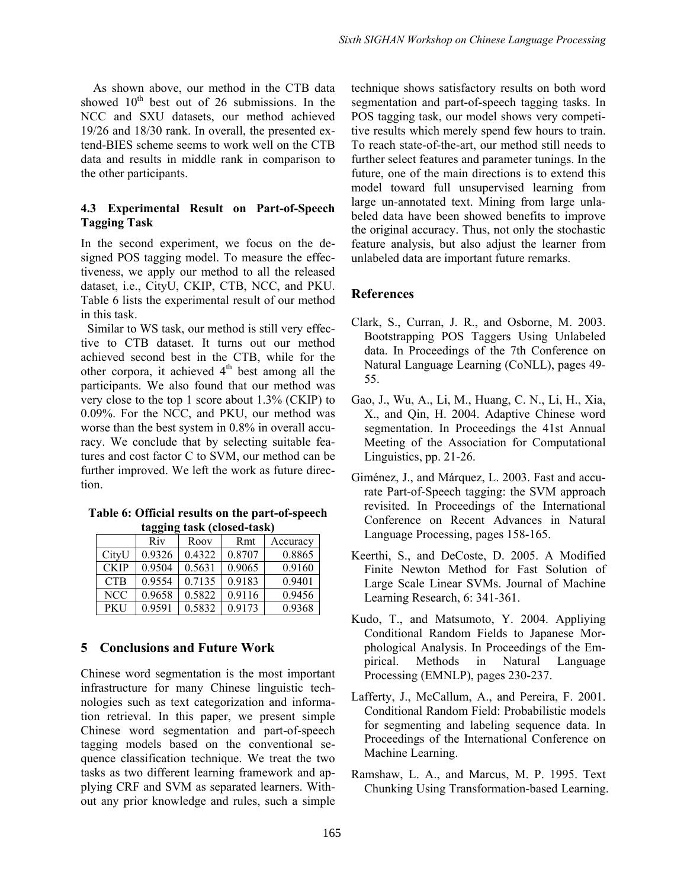As shown above, our method in the CTB data showed 10th best out of 26 submissions. In the NCC and SXU datasets, our method achieved 19/26 and 18/30 rank. In overall, the presented extend-BIES scheme seems to work well on the CTB data and results in middle rank in comparison to the other participants.

### 4.3 Experimental Result on Part-of-Speech Tagging Task

In the second experiment, we focus on the designed POS tagging model. To measure the effectiveness, we apply our method to all the released dataset, i.e., CityU, CKIP, CTB, NCC, and PKU. Table 6 lists the experimental result of our method in this task.

Similar to WS task, our method is still very effective to CTB dataset. It turns out our method achieved second best in the CTB, while for the other corpora, it achieved 4th best among all the participants. We also found that our method was very close to the top 1 score about 1.3% (CKIP) to 0.09%. For the NCC, and PKU, our method was worse than the best system in 0.8% in overall accuracy. We conclude that by selecting suitable features and cost factor C to SVM, our method can be further improved. We left the work as future direction.

**Table 6: Official results on the part-of-speech tagging task (closed-task)**

| | Riv | Roov | Rmt | Accuracy |
|---|---|---|---|---|
| CityU | 0.9326 | 0.4322 | 0.8707 | 0.8865 |
| CKIP | 0.9504 | 0.5631 | 0.9065 | 0.9160 |
| CTB | 0.9554 | 0.7135 | 0.9183 | 0.9401 |
| NCC | 0.9658 | 0.5822 | 0.9116 | 0.9456 |
| PKU | 0.9591 | 0.5832 | 0.9173 | 0.9368 |

## 5 Conclusions and Future Work

Chinese word segmentation is the most important infrastructure for many Chinese linguistic technologies such as text categorization and information retrieval. In this paper, we present simple Chinese word segmentation and part-of-speech tagging models based on the conventional sequence classification technique. We treat the two tasks as two different learning framework and applying CRF and SVM as separated learners. Without any prior knowledge and rules, such a simple technique shows satisfactory results on both word segmentation and part-of-speech tagging tasks. In POS tagging task, our model shows very competitive results which merely spend few hours to train. To reach state-of-the-art, our method still needs to further select features and parameter tunings. In the future, one of the main directions is to extend this model toward full unsupervised learning from large un-annotated text. Mining from large unlabeled data have been showed benefits to improve the original accuracy. Thus, not only the stochastic feature analysis, but also adjust the learner from unlabeled data are important future remarks.

## References

Clark, S., Curran, J. R., and Osborne, M. 2003. Bootstrapping POS Taggers Using Unlabeled data. In Proceedings of the 7th Conference on Natural Language Learning (CoNLL), pages 49-55.

Gao, J., Wu, A., Li, M., Huang, C. N., Li, H., Xia, X., and Qin, H. 2004. Adaptive Chinese word segmentation. In Proceedings the 41st Annual Meeting of the Association for Computational Linguistics, pp. 21-26.

Giménez, J., and Márquez, L. 2003. Fast and accurate Part-of-Speech tagging: the SVM approach revisited. In Proceedings of the International Conference on Recent Advances in Natural Language Processing, pages 158-165.

Keerthi, S., and DeCoste, D. 2005. A Modified Finite Newton Method for Fast Solution of Large Scale Linear SVMs. Journal of Machine Learning Research, 6: 341-361.

Kudo, T., and Matsumoto, Y. 2004. Appliying Conditional Random Fields to Japanese Morphological Analysis. In Proceedings of the Empirical. Methods in Natural Language Processing (EMNLP), pages 230-237.

Lafferty, J., McCallum, A., and Pereira, F. 2001. Conditional Random Field: Probabilistic models for segmenting and labeling sequence data. In Proceedings of the International Conference on Machine Learning.

Ramshaw, L. A., and Marcus, M. P. 1995. Text Chunking Using Transformation-based Learning.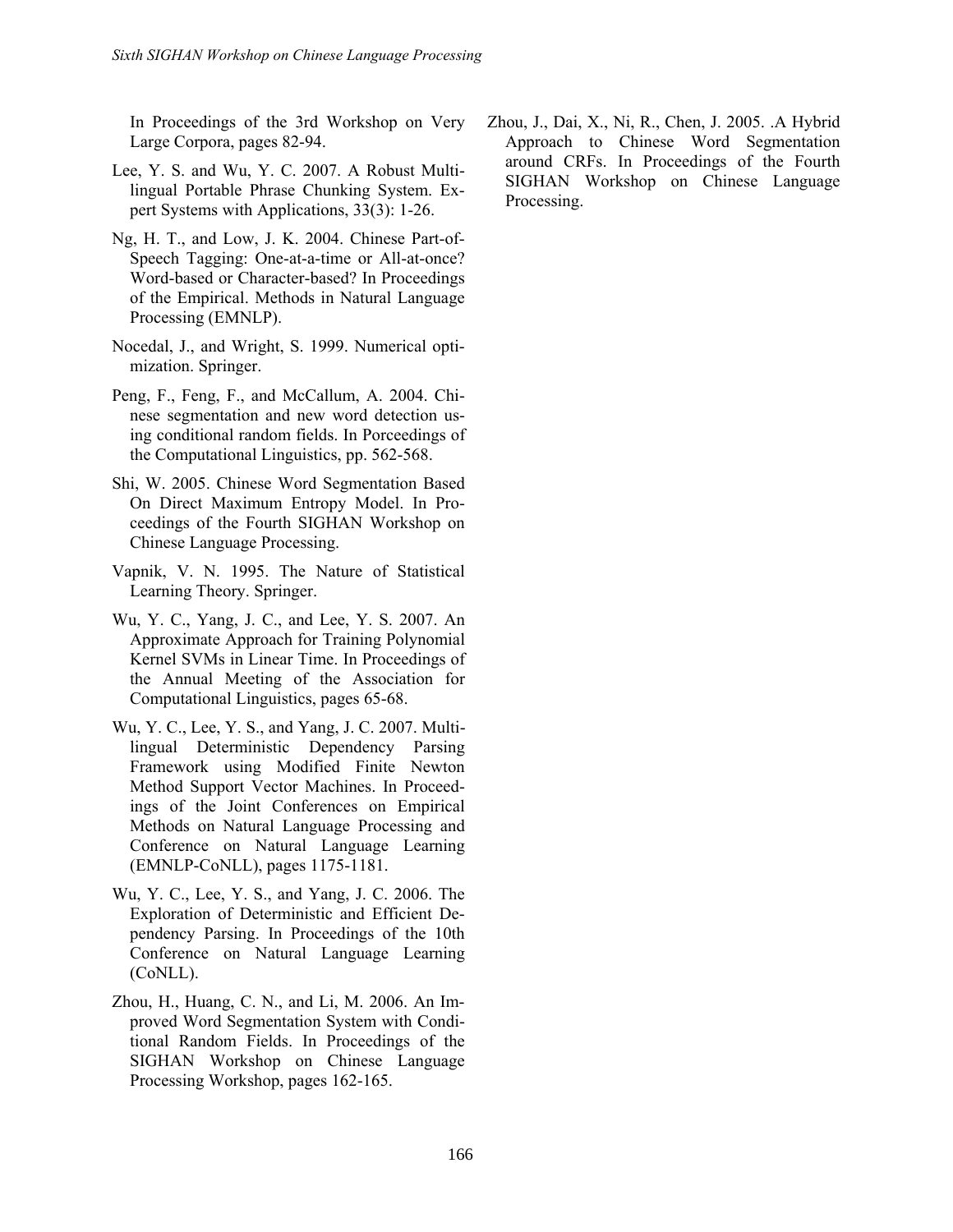In Proceedings of the 3rd Workshop on Very Large Corpora, pages 82-94.

Lee, Y. S. and Wu, Y. C. 2007. A Robust Multilingual Portable Phrase Chunking System. Expert Systems with Applications, 33(3): 1-26.

Ng, H. T., and Low, J. K. 2004. Chinese Part-of-Speech Tagging: One-at-a-time or All-at-once? Word-based or Character-based? In Proceedings of the Empirical. Methods in Natural Language Processing (EMNLP).

Nocedal, J., and Wright, S. 1999. Numerical optimization. Springer.

Peng, F., Feng, F., and McCallum, A. 2004. Chinese segmentation and new word detection using conditional random fields. In Porceedings of the Computational Linguistics, pp. 562-568.

Shi, W. 2005. Chinese Word Segmentation Based On Direct Maximum Entropy Model. In Proceedings of the Fourth SIGHAN Workshop on Chinese Language Processing.

Vapnik, V. N. 1995. The Nature of Statistical Learning Theory. Springer.

Wu, Y. C., Yang, J. C., and Lee, Y. S. 2007. An Approximate Approach for Training Polynomial Kernel SVMs in Linear Time. In Proceedings of the Annual Meeting of the Association for Computational Linguistics, pages 65-68.

Wu, Y. C., Lee, Y. S., and Yang, J. C. 2007. Multilingual Deterministic Dependency Parsing Framework using Modified Finite Newton Method Support Vector Machines. In Proceedings of the Joint Conferences on Empirical Methods on Natural Language Processing and Conference on Natural Language Learning (EMNLP-CoNLL), pages 1175-1181.

Wu, Y. C., Lee, Y. S., and Yang, J. C. 2006. The Exploration of Deterministic and Efficient Dependency Parsing. In Proceedings of the 10th Conference on Natural Language Learning (CoNLL).

Zhou, H., Huang, C. N., and Li, M. 2006. An Improved Word Segmentation System with Conditional Random Fields. In Proceedings of the SIGHAN Workshop on Chinese Language Processing Workshop, pages 162-165.

Zhou, J., Dai, X., Ni, R., Chen, J. 2005. .A Hybrid Approach to Chinese Word Segmentation around CRFs. In Proceedings of the Fourth SIGHAN Workshop on Chinese Language Processing.